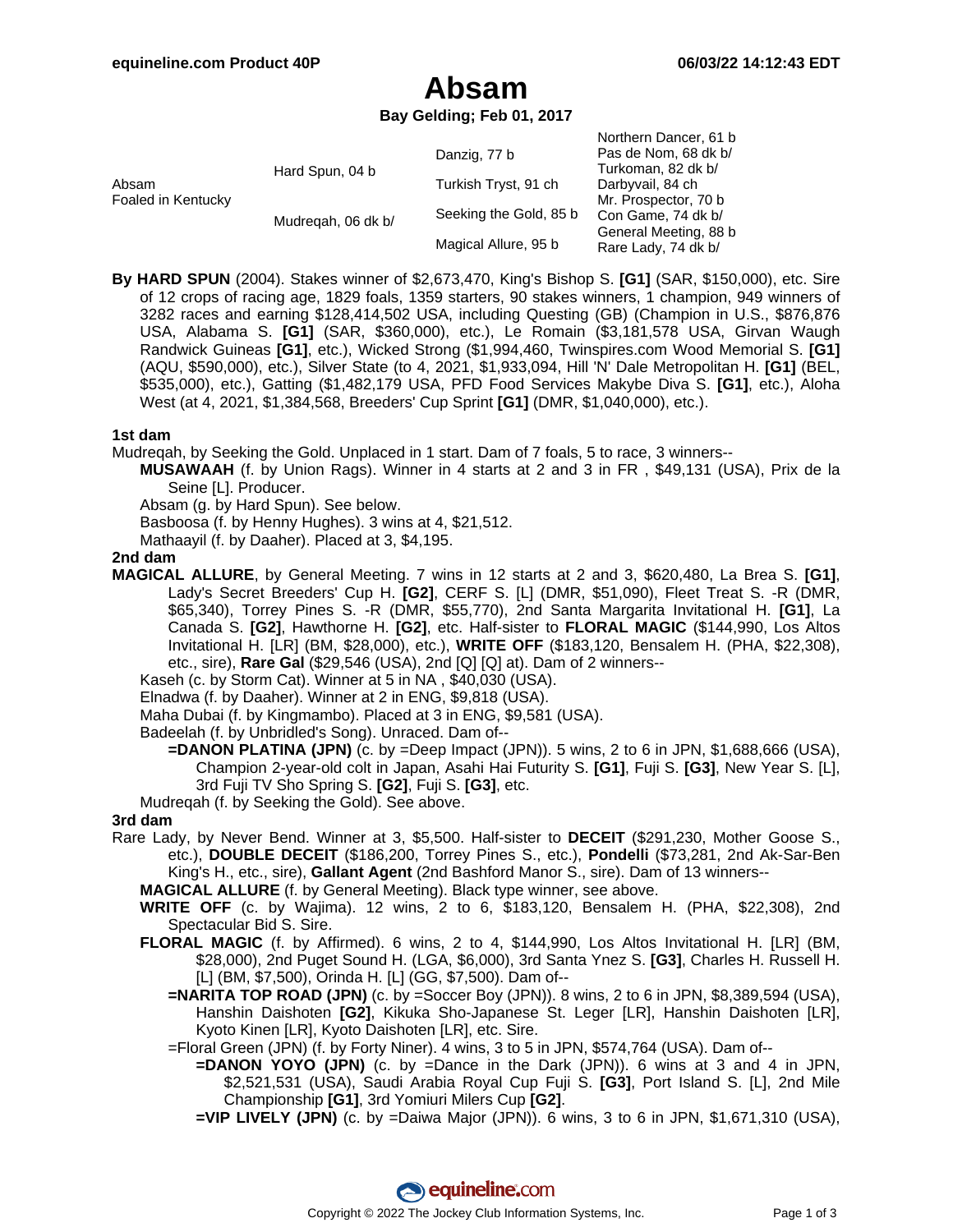# Absam

**Bay Gelding; Feb 01, 2017**

| | | | |
|---|---|---|---|
| Absam<br>Foaled in Kentucky | Hard Spun, 04 b | Danzig, 77 b | Northern Dancer, 61 b |
| | | | Pas de Nom, 68 dk b/ |
| | | Turkish Tryst, 91 ch | Turkoman, 82 dk b/ |
| | | | Darbyvail, 84 ch |
| | Mudreqah, 06 dk b/ | Seeking the Gold, 85 b | Mr. Prospector, 70 b |
| | | | Con Game, 74 dk b/ |
| | | Magical Allure, 95 b | General Meeting, 88 b |
| | | | Rare Lady, 74 dk b/ |

**By HARD SPUN** (2004). Stakes winner of $2,673,470, King's Bishop S. **[G1]** (SAR, $150,000), etc. Sire of 12 crops of racing age, 1829 foals, 1359 starters, 90 stakes winners, 1 champion, 949 winners of 3282 races and earning $128,414,502 USA, including Questing (GB) (Champion in U.S., $876,876 USA, Alabama S. **[G1]** (SAR, $360,000), etc.), Le Romain ($3,181,578 USA, Girvan Waugh Randwick Guineas **[G1]**, etc.), Wicked Strong ($1,994,460, Twinspires.com Wood Memorial S. **[G1]** (AQU, $590,000), etc.), Silver State (to 4, 2021, $1,933,094, Hill 'N' Dale Metropolitan H. **[G1]** (BEL, $535,000), etc.), Gatting ($1,482,179 USA, PFD Food Services Makybe Diva S. **[G1]**, etc.), Aloha West (at 4, 2021, $1,384,568, Breeders' Cup Sprint **[G1]** (DMR, $1,040,000), etc.).

### 1st dam

Mudreqah, by Seeking the Gold. Unplaced in 1 start. Dam of 7 foals, 5 to race, 3 winners--

- **MUSAWAAH** (f. by Union Rags). Winner in 4 starts at 2 and 3 in FR , $49,131 (USA), Prix de la Seine [L]. Producer.
- Absam (g. by Hard Spun). See below.
- Basboosa (f. by Henny Hughes). 3 wins at 4, $21,512.
- Mathaayil (f. by Daaher). Placed at 3, $4,195.

### 2nd dam

**MAGICAL ALLURE**, by General Meeting. 7 wins in 12 starts at 2 and 3, $620,480, La Brea S. **[G1]**, Lady's Secret Breeders' Cup H. **[G2]**, CERF S. [L] (DMR, $51,090), Fleet Treat S. -R (DMR, $65,340), Torrey Pines S. -R (DMR, $55,770), 2nd Santa Margarita Invitational H. **[G1]**, La Canada S. **[G2]**, Hawthorne H. **[G2]**, etc. Half-sister to **FLORAL MAGIC** ($144,990, Los Altos Invitational H. [LR] (BM, $28,000), etc.), **WRITE OFF** ($183,120, Bensalem H. (PHA, $22,308), etc., sire), **Rare Gal** ($29,546 (USA), 2nd [Q] [Q] at). Dam of 2 winners--

- Kaseh (c. by Storm Cat). Winner at 5 in NA , $40,030 (USA).
- Elnadwa (f. by Daaher). Winner at 2 in ENG, $9,818 (USA).
- Maha Dubai (f. by Kingmambo). Placed at 3 in ENG, $9,581 (USA).
- Badeelah (f. by Unbridled's Song). Unraced. Dam of--
  - **=DANON PLATINA (JPN)** (c. by =Deep Impact (JPN)). 5 wins, 2 to 6 in JPN, $1,688,666 (USA), Champion 2-year-old colt in Japan, Asahi Hai Futurity S. **[G1]**, Fuji S. **[G3]**, New Year S. [L], 3rd Fuji TV Sho Spring S. **[G2]**, Fuji S. **[G3]**, etc.
- Mudreqah (f. by Seeking the Gold). See above.

### 3rd dam

Rare Lady, by Never Bend. Winner at 3, $5,500. Half-sister to **DECEIT** ($291,230, Mother Goose S., etc.), **DOUBLE DECEIT** ($186,200, Torrey Pines S., etc.), **Pondelli** ($73,281, 2nd Ak-Sar-Ben King's H., etc., sire), **Gallant Agent** (2nd Bashford Manor S., sire). Dam of 13 winners--

- **MAGICAL ALLURE** (f. by General Meeting). Black type winner, see above.
- **WRITE OFF** (c. by Wajima). 12 wins, 2 to 6, $183,120, Bensalem H. (PHA, $22,308), 2nd Spectacular Bid S. Sire.
- **FLORAL MAGIC** (f. by Affirmed). 6 wins, 2 to 4, $144,990, Los Altos Invitational H. [LR] (BM, $28,000), 2nd Puget Sound H. (LGA, $6,000), 3rd Santa Ynez S. **[G3]**, Charles H. Russell H. [L] (BM, $7,500), Orinda H. [L] (GG, $7,500). Dam of--
  - **=NARITA TOP ROAD (JPN)** (c. by =Soccer Boy (JPN)). 8 wins, 2 to 6 in JPN, $8,389,594 (USA), Hanshin Daishoten **[G2]**, Kikuka Sho-Japanese St. Leger [LR], Hanshin Daishoten [LR], Kyoto Kinen [LR], Kyoto Daishoten [LR], etc. Sire.
  - =Floral Green (JPN) (f. by Forty Niner). 4 wins, 3 to 5 in JPN, $574,764 (USA). Dam of--
    - **=DANON YOYO (JPN)** (c. by =Dance in the Dark (JPN)). 6 wins at 3 and 4 in JPN, $2,521,531 (USA), Saudi Arabia Royal Cup Fuji S. **[G3]**, Port Island S. [L], 2nd Mile Championship **[G1]**, 3rd Yomiuri Milers Cup **[G2]**.
    - **=VIP LIVELY (JPN)** (c. by =Daiwa Major (JPN)). 6 wins, 3 to 6 in JPN, $1,671,310 (USA),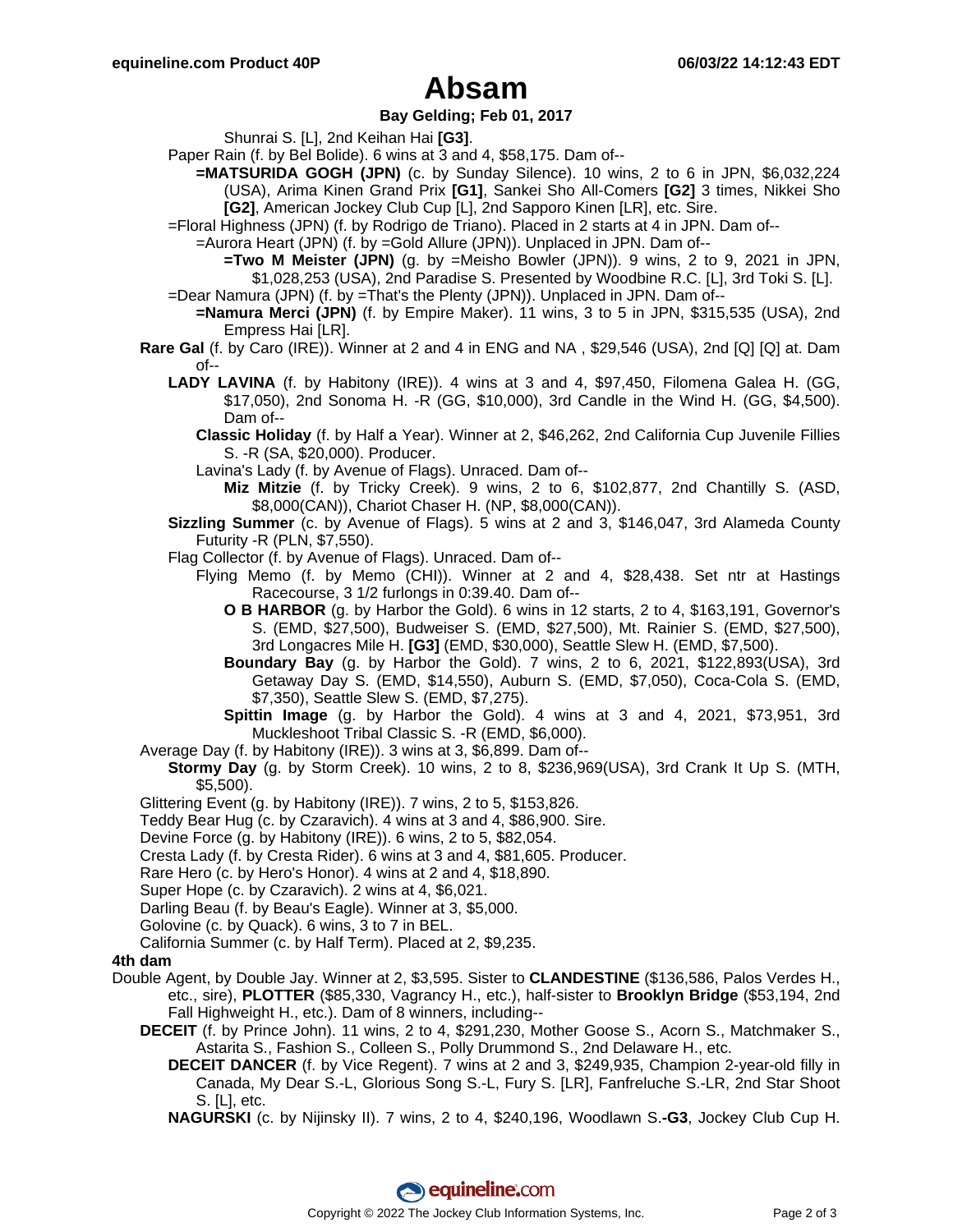# Absam

**Bay Gelding; Feb 01, 2017**

Shunrai S. [L], 2nd Keihan Hai **[G3]**.

Paper Rain (f. by Bel Bolide). 6 wins at 3 and 4, $58,175. Dam of--

**=MATSURIDA GOGH (JPN)** (c. by Sunday Silence). 10 wins, 2 to 6 in JPN, $6,032,224 (USA), Arima Kinen Grand Prix **[G1]**, Sankei Sho All-Comers **[G2]** 3 times, Nikkei Sho **[G2]**, American Jockey Club Cup [L], 2nd Sapporo Kinen [LR], etc. Sire.

=Floral Highness (JPN) (f. by Rodrigo de Triano). Placed in 2 starts at 4 in JPN. Dam of--

=Aurora Heart (JPN) (f. by =Gold Allure (JPN)). Unplaced in JPN. Dam of--

**=Two M Meister (JPN)** (g. by =Meisho Bowler (JPN)). 9 wins, 2 to 9, 2021 in JPN, $1,028,253 (USA), 2nd Paradise S. Presented by Woodbine R.C. [L], 3rd Toki S. [L].

=Dear Namura (JPN) (f. by =That's the Plenty (JPN)). Unplaced in JPN. Dam of--

**=Namura Merci (JPN)** (f. by Empire Maker). 11 wins, 3 to 5 in JPN, $315,535 (USA), 2nd Empress Hai [LR].

**Rare Gal** (f. by Caro (IRE)). Winner at 2 and 4 in ENG and NA , $29,546 (USA), 2nd [Q] [Q] at. Dam of--

**LADY LAVINA** (f. by Habitony (IRE)). 4 wins at 3 and 4, $97,450, Filomena Galea H. (GG, $17,050), 2nd Sonoma H. -R (GG, $10,000), 3rd Candle in the Wind H. (GG, $4,500). Dam of--

**Classic Holiday** (f. by Half a Year). Winner at 2, $46,262, 2nd California Cup Juvenile Fillies S. -R (SA, $20,000). Producer.

Lavina's Lady (f. by Avenue of Flags). Unraced. Dam of--

**Miz Mitzie** (f. by Tricky Creek). 9 wins, 2 to 6, $102,877, 2nd Chantilly S. (ASD, $8,000(CAN)), Chariot Chaser H. (NP, $8,000(CAN)).

**Sizzling Summer** (c. by Avenue of Flags). 5 wins at 2 and 3, $146,047, 3rd Alameda County Futurity -R (PLN, $7,550).

Flag Collector (f. by Avenue of Flags). Unraced. Dam of--

Flying Memo (f. by Memo (CHI)). Winner at 2 and 4, $28,438. Set ntr at Hastings Racecourse, 3 1/2 furlongs in 0:39.40. Dam of--

**O B HARBOR** (g. by Harbor the Gold). 6 wins in 12 starts, 2 to 4, $163,191, Governor's S. (EMD, $27,500), Budweiser S. (EMD, $27,500), Mt. Rainier S. (EMD, $27,500), 3rd Longacres Mile H. **[G3]** (EMD, $30,000), Seattle Slew H. (EMD, $7,500).

**Boundary Bay** (g. by Harbor the Gold). 7 wins, 2 to 6, 2021, $122,893(USA), 3rd Getaway Day S. (EMD, $14,550), Auburn S. (EMD, $7,050), Coca-Cola S. (EMD, $7,350), Seattle Slew S. (EMD, $7,275).

**Spittin Image** (g. by Harbor the Gold). 4 wins at 3 and 4, 2021, $73,951, 3rd Muckleshoot Tribal Classic S. -R (EMD, $6,000).

Average Day (f. by Habitony (IRE)). 3 wins at 3, $6,899. Dam of--

**Stormy Day** (g. by Storm Creek). 10 wins, 2 to 8, $236,969(USA), 3rd Crank It Up S. (MTH, $5,500).

Glittering Event (g. by Habitony (IRE)). 7 wins, 2 to 5, $153,826.

Teddy Bear Hug (c. by Czaravich). 4 wins at 3 and 4, $86,900. Sire.

Devine Force (g. by Habitony (IRE)). 6 wins, 2 to 5, $82,054.

Cresta Lady (f. by Cresta Rider). 6 wins at 3 and 4, $81,605. Producer.

Rare Hero (c. by Hero's Honor). 4 wins at 2 and 4, $18,890.

Super Hope (c. by Czaravich). 2 wins at 4, $6,021.

Darling Beau (f. by Beau's Eagle). Winner at 3, $5,000.

Golovine (c. by Quack). 6 wins, 3 to 7 in BEL.

California Summer (c. by Half Term). Placed at 2, $9,235.

**4th dam**

Double Agent, by Double Jay. Winner at 2, $3,595. Sister to **CLANDESTINE** ($136,586, Palos Verdes H., etc., sire), **PLOTTER** ($85,330, Vagrancy H., etc.), half-sister to **Brooklyn Bridge** ($53,194, 2nd Fall Highweight H., etc.). Dam of 8 winners, including--

**DECEIT** (f. by Prince John). 11 wins, 2 to 4, $291,230, Mother Goose S., Acorn S., Matchmaker S., Astarita S., Fashion S., Colleen S., Polly Drummond S., 2nd Delaware H., etc.

**DECEIT DANCER** (f. by Vice Regent). 7 wins at 2 and 3, $249,935, Champion 2-year-old filly in Canada, My Dear S.-L, Glorious Song S.-L, Fury S. [LR], Fanfreluche S.-LR, 2nd Star Shoot S. [L], etc.

**NAGURSKI** (c. by Nijinsky II). 7 wins, 2 to 4, $240,196, Woodlawn S.**-G3**, Jockey Club Cup H.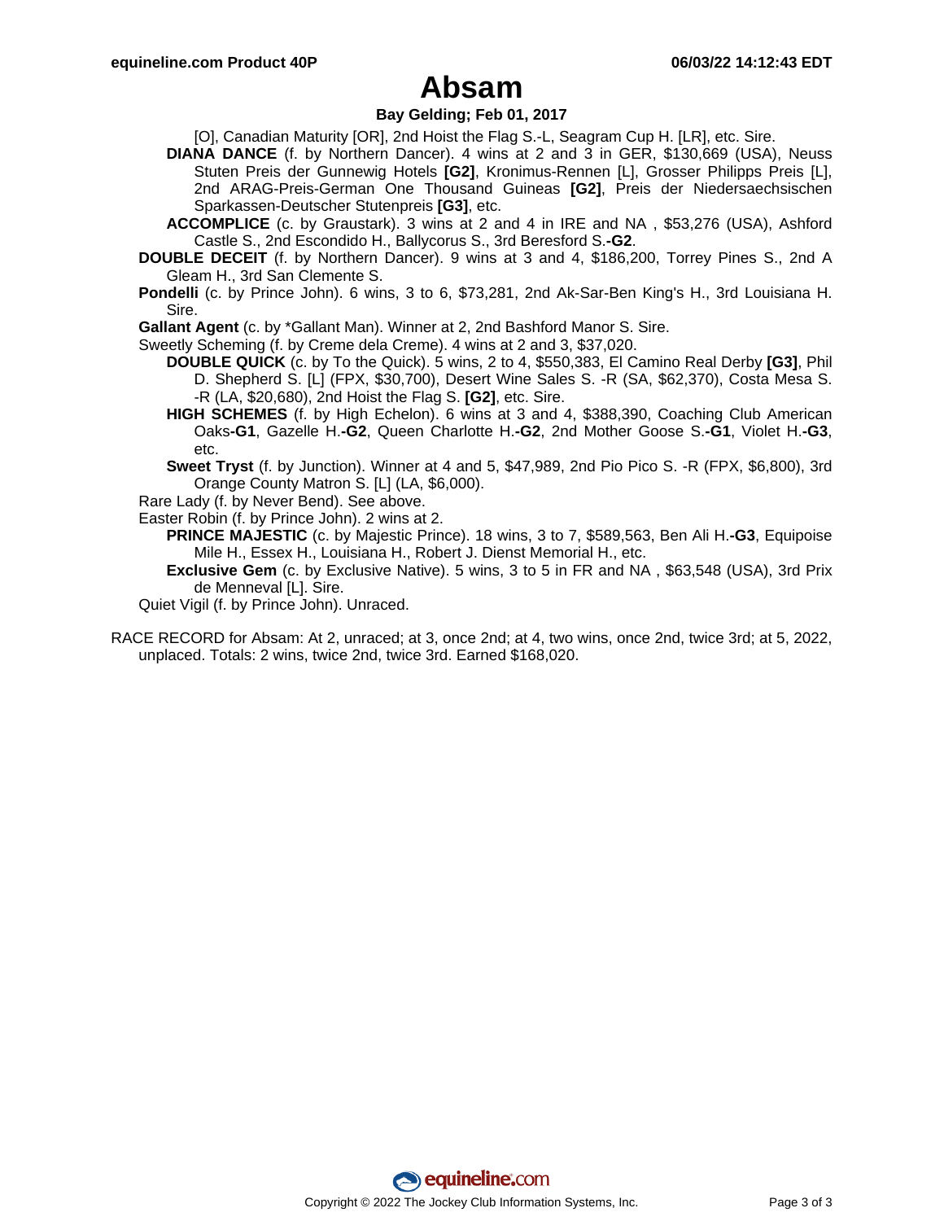# Absam

**Bay Gelding; Feb 01, 2017**

[O], Canadian Maturity [OR], 2nd Hoist the Flag S.-L, Seagram Cup H. [LR], etc. Sire.

**DIANA DANCE** (f. by Northern Dancer). 4 wins at 2 and 3 in GER, $130,669 (USA), Neuss Stuten Preis der Gunnewig Hotels **[G2]**, Kronimus-Rennen [L], Grosser Philipps Preis [L], 2nd ARAG-Preis-German One Thousand Guineas **[G2]**, Preis der Niedersaechsischen Sparkassen-Deutscher Stutenpreis **[G3]**, etc.

**ACCOMPLICE** (c. by Graustark). 3 wins at 2 and 4 in IRE and NA , $53,276 (USA), Ashford Castle S., 2nd Escondido H., Ballycorus S., 3rd Beresford S.**-G2**.

**DOUBLE DECEIT** (f. by Northern Dancer). 9 wins at 3 and 4, $186,200, Torrey Pines S., 2nd A Gleam H., 3rd San Clemente S.

**Pondelli** (c. by Prince John). 6 wins, 3 to 6, $73,281, 2nd Ak-Sar-Ben King's H., 3rd Louisiana H. Sire.

**Gallant Agent** (c. by *Gallant Man). Winner at 2, 2nd Bashford Manor S. Sire.

Sweetly Scheming (f. by Creme dela Creme). 4 wins at 2 and 3, $37,020.

**DOUBLE QUICK** (c. by To the Quick). 5 wins, 2 to 4, $550,383, El Camino Real Derby **[G3]**, Phil D. Shepherd S. [L] (FPX, $30,700), Desert Wine Sales S. -R (SA, $62,370), Costa Mesa S. -R (LA, $20,680), 2nd Hoist the Flag S. **[G2]**, etc. Sire.

**HIGH SCHEMES** (f. by High Echelon). 6 wins at 3 and 4, $388,390, Coaching Club American Oaks**-G1**, Gazelle H.**-G2**, Queen Charlotte H.**-G2**, 2nd Mother Goose S.**-G1**, Violet H.**-G3**, etc.

**Sweet Tryst** (f. by Junction). Winner at 4 and 5, $47,989, 2nd Pio Pico S. -R (FPX, $6,800), 3rd Orange County Matron S. [L] (LA, $6,000).

Rare Lady (f. by Never Bend). See above.

Easter Robin (f. by Prince John). 2 wins at 2.

**PRINCE MAJESTIC** (c. by Majestic Prince). 18 wins, 3 to 7, $589,563, Ben Ali H.**-G3**, Equipoise Mile H., Essex H., Louisiana H., Robert J. Dienst Memorial H., etc.

**Exclusive Gem** (c. by Exclusive Native). 5 wins, 3 to 5 in FR and NA , $63,548 (USA), 3rd Prix de Menneval [L]. Sire.

Quiet Vigil (f. by Prince John). Unraced.

RACE RECORD for Absam: At 2, unraced; at 3, once 2nd; at 4, two wins, once 2nd, twice 3rd; at 5, 2022, unplaced. Totals: 2 wins, twice 2nd, twice 3rd. Earned $168,020.